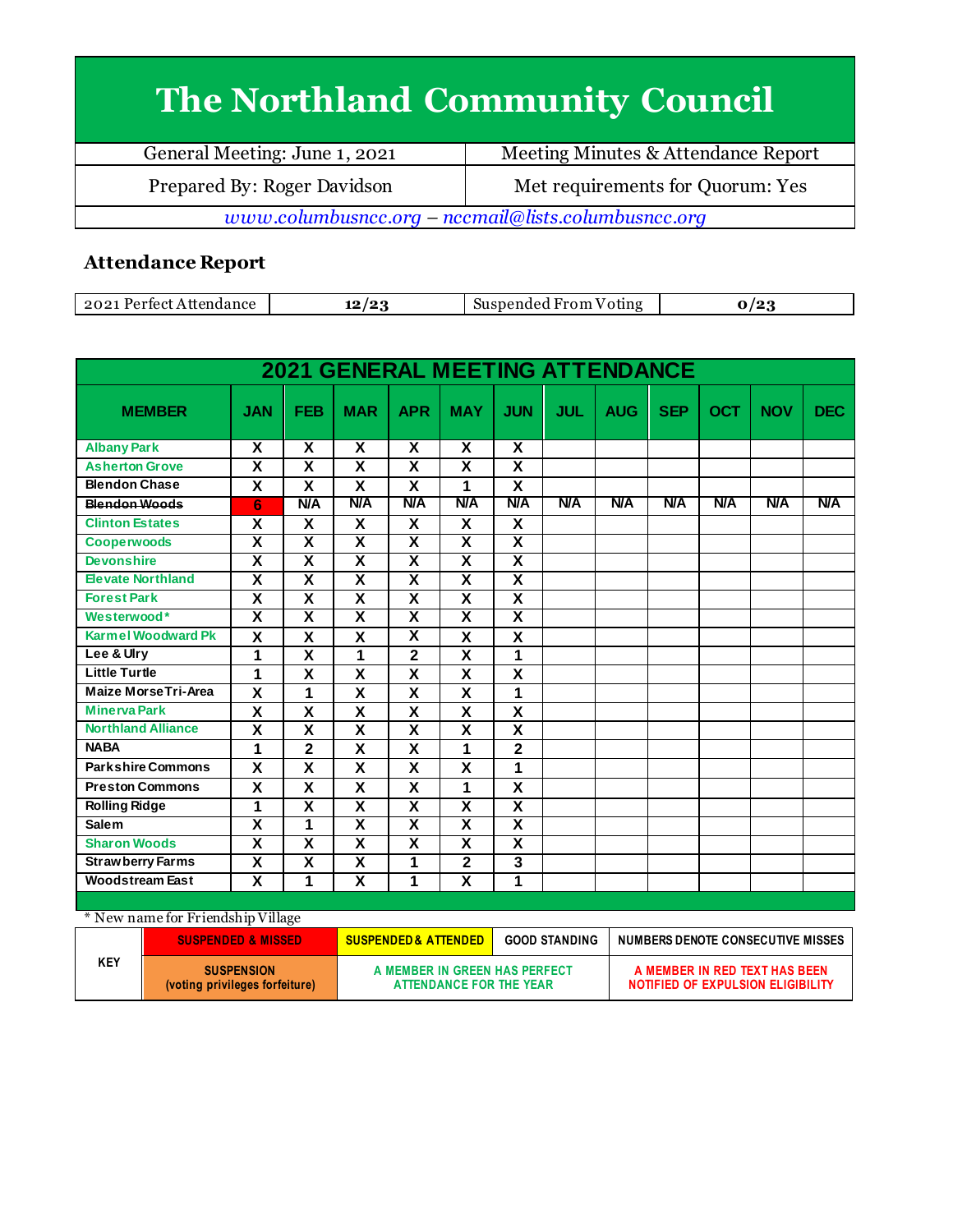# The Northland Community Council

| General Meeting: June 1, 2021 | Meeting Minutes & Attendance Report |
|---|---|
| Prepared By: Roger Davidson | Met requirements for Quorum: Yes |

*www.columbusncc.org – nccmail@lists.columbusncc.org*

## Attendance Report

| 2021 Perfect Attendance | 12/23 | Suspended From Voting | 0/23 |
|---|---|---|---|

| 2021 GENERAL MEETING ATTENDANCE | | | | | | | | | | | | |
|---|---|---|---|---|---|---|---|---|---|---|---|---|
| MEMBER | JAN | FEB | MAR | APR | MAY | JUN | JUL | AUG | SEP | OCT | NOV | DEC |
| Albany Park | X | X | X | X | X | X | | | | | | |
| Asherton Grove | X | X | X | X | X | X | | | | | | |
| Blendon Chase | X | X | X | X | 1 | X | | | | | | |
| ~~Blendon Woods~~ | 6 | N/A | N/A | N/A | N/A | N/A | N/A | N/A | N/A | N/A | N/A | N/A |
| Clinton Estates | X | X | X | X | X | X | | | | | | |
| Cooperwoods | X | X | X | X | X | X | | | | | | |
| Devonshire | X | X | X | X | X | X | | | | | | |
| Elevate Northland | X | X | X | X | X | X | | | | | | |
| Forest Park | X | X | X | X | X | X | | | | | | |
| Westerwood* | X | X | X | X | X | X | | | | | | |
| Karmel Woodward Pk | X | X | X | X | X | X | | | | | | |
| Lee & Ulry | 1 | X | 1 | 2 | X | 1 | | | | | | |
| Little Turtle | 1 | X | X | X | X | X | | | | | | |
| Maize Morse Tri-Area | X | 1 | X | X | X | 1 | | | | | | |
| Minerva Park | X | X | X | X | X | X | | | | | | |
| Northland Alliance | X | X | X | X | X | X | | | | | | |
| NABA | 1 | 2 | X | X | 1 | 2 | | | | | | |
| Parkshire Commons | X | X | X | X | X | 1 | | | | | | |
| Preston Commons | X | X | X | X | 1 | X | | | | | | |
| Rolling Ridge | 1 | X | X | X | X | X | | | | | | |
| Salem | X | 1 | X | X | X | X | | | | | | |
| Sharon Woods | X | X | X | X | X | X | | | | | | |
| Strawberry Farms | X | X | X | 1 | 2 | 3 | | | | | | |
| Woodstream East | X | 1 | X | 1 | X | 1 | | | | | | |

\* New name for Friendship Village

| KEY | SUSPENDED & MISSED | SUSPENDED & ATTENDED | GOOD STANDING | NUMBERS DENOTE CONSECUTIVE MISSES |
|---|---|---|---|---|
| | SUSPENSION (voting privileges forfeiture) | A MEMBER IN GREEN HAS PERFECT ATTENDANCE FOR THE YEAR | | A MEMBER IN RED TEXT HAS BEEN NOTIFIED OF EXPULSION ELIGIBILITY |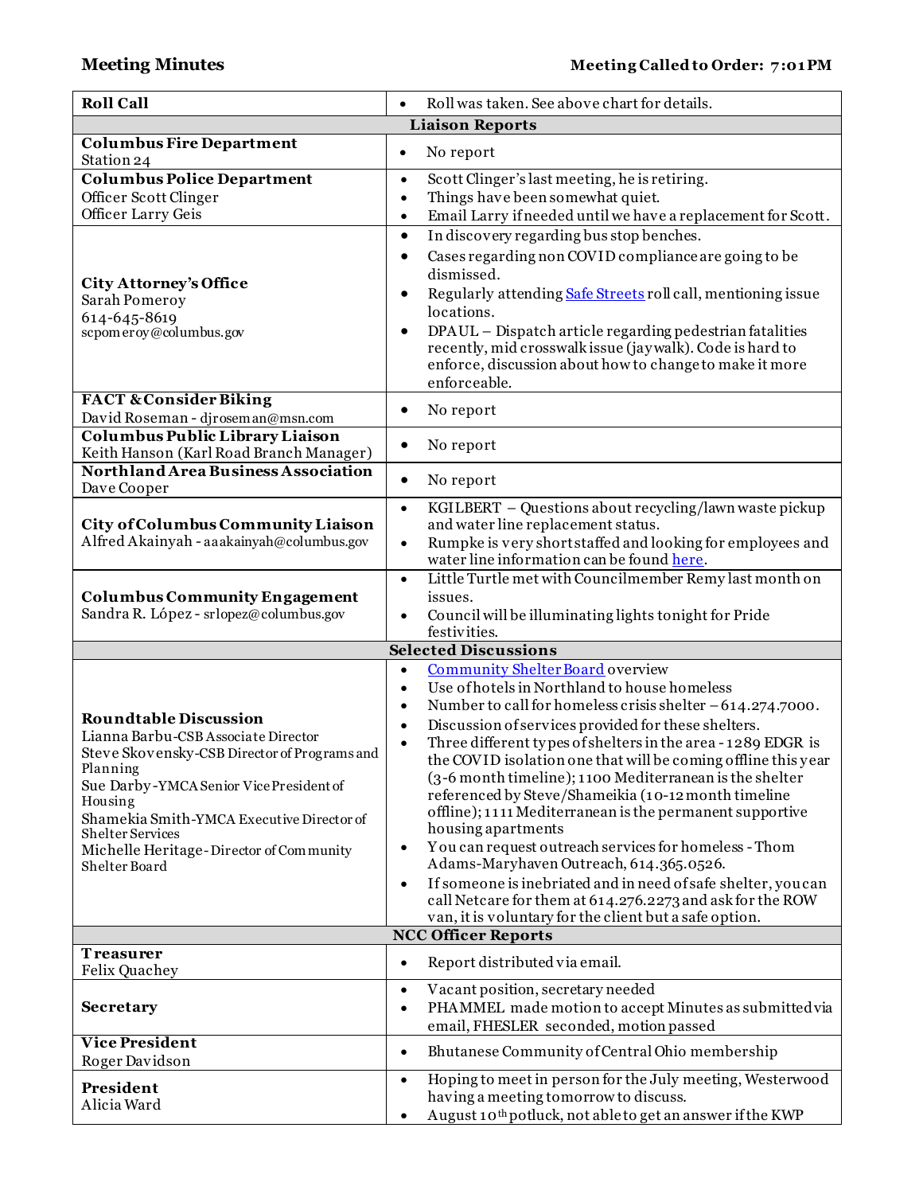**Meeting Minutes** **Meeting Called to Order: 7:01PM**

| **Roll Call** | • Roll was taken. See above chart for details. |
|---|---|
| **Liaison Reports** | |
| **Columbus Fire Department**<br>Station 24 | • No report |
| **Columbus Police Department**<br>Officer Scott Clinger<br>Officer Larry Geis | • Scott Clinger's last meeting, he is retiring.<br>• Things have been somewhat quiet.<br>• Email Larry if needed until we have a replacement for Scott. |
| **City Attorney's Office**<br>Sarah Pomeroy<br>614-645-8619<br>scpomeroy@columbus.gov | • In discovery regarding bus stop benches.<br>• Cases regarding non COVID compliance are going to be dismissed.<br>• Regularly attending Safe Streets roll call, mentioning issue locations.<br>• DPAUL – Dispatch article regarding pedestrian fatalities recently, mid crosswalk issue (jaywalk). Code is hard to enforce, discussion about how to change to make it more enforceable. |
| **FACT & Consider Biking**<br>David Roseman - djroseman@msn.com | • No report |
| **Columbus Public Library Liaison**<br>Keith Hanson (Karl Road Branch Manager) | • No report |
| **Northland Area Business Association**<br>Dave Cooper | • No report |
| **City of Columbus Community Liaison**<br>Alfred Akainyah - aaakainyah@columbus.gov | • KGILBERT – Questions about recycling/lawn waste pickup and water line replacement status.<br>• Rumpke is very short staffed and looking for employees and water line information can be found here. |
| **Columbus Community Engagement**<br>Sandra R. López - srlopez@columbus.gov | • Little Turtle met with Councilmember Remy last month on issues.<br>• Council will be illuminating lights tonight for Pride festivities. |
| **Selected Discussions** | |
| **Roundtable Discussion**<br>Lianna Barbu-CSB Associate Director<br>Steve Skovensky-CSB Director of Programs and Planning<br>Sue Darby-YMCA Senior Vice President of Housing<br>Shamekia Smith-YMCA Executive Director of Shelter Services<br>Michelle Heritage- Director of Community Shelter Board | • Community Shelter Board overview<br>• Use of hotels in Northland to house homeless<br>• Number to call for homeless crisis shelter – 614.274.7000.<br>• Discussion of services provided for these shelters.<br>• Three different types of shelters in the area - 1289 EDGR is the COVID isolation one that will be coming offline this year (3-6 month timeline); 1100 Mediterranean is the shelter referenced by Steve/Shameikia (10-12 month timeline offline); 1111 Mediterranean is the permanent supportive housing apartments<br>• You can request outreach services for homeless - Thom Adams-Maryhaven Outreach, 614.365.0526.<br>• If someone is inebriated and in need of safe shelter, you can call Netcare for them at 614.276.2273 and ask for the ROW van, it is voluntary for the client but a safe option. |
| **NCC Officer Reports** | |
| **Treasurer**<br>Felix Quachey | • Report distributed via email. |
| **Secretary** | • Vacant position, secretary needed<br>• PHAMMEL made motion to accept Minutes as submitted via email, FHESLER seconded, motion passed |
| **Vice President**<br>Roger Davidson | • Bhutanese Community of Central Ohio membership |
| **President**<br>Alicia Ward | • Hoping to meet in person for the July meeting, Westerwood having a meeting tomorrow to discuss.<br>• August 10th potluck, not able to get an answer if the KWP |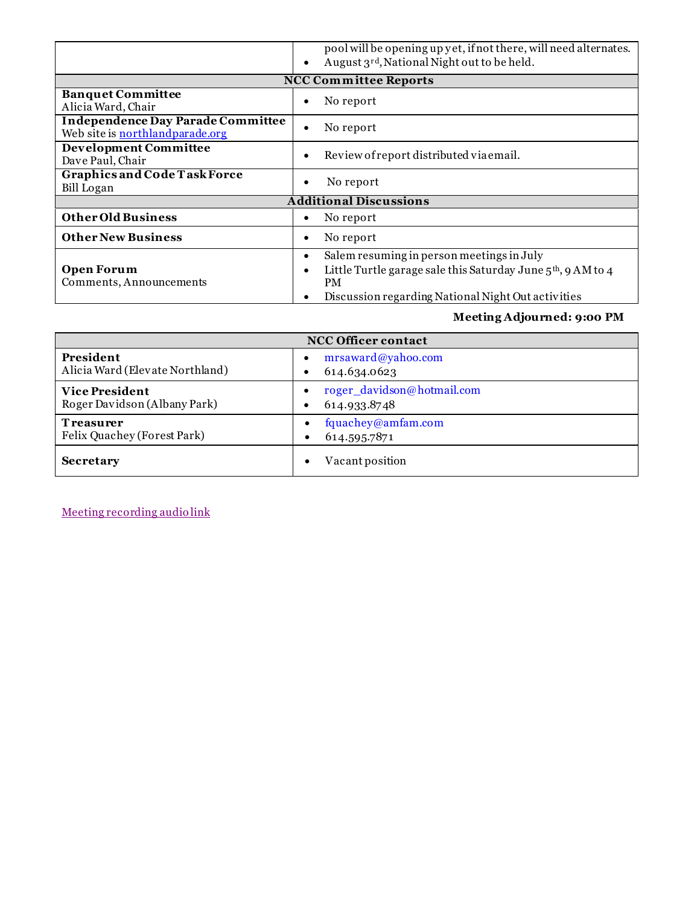| | |
|---|---|
| | pool will be opening up yet, if not there, will need alternates.<br>• August 3rd, National Night out to be held. |
| **NCC Committee Reports** | |
| **Banquet Committee**<br>Alicia Ward, Chair | • No report |
| **Independence Day Parade Committee**<br>Web site is [northlandparade.org](northlandparade.org) | • No report |
| **Development Committee**<br>Dave Paul, Chair | • Review of report distributed via email. |
| **Graphics and Code Task Force**<br>Bill Logan | • No report |
| **Additional Discussions** | |
| **Other Old Business** | • No report |
| **Other New Business** | • No report |
| **Open Forum**<br>Comments, Announcements | • Salem resuming in person meetings in July<br>• Little Turtle garage sale this Saturday June 5th, 9 AM to 4 PM<br>• Discussion regarding National Night Out activities |

**Meeting Adjourned: 9:00 PM**

| **NCC Officer contact** | |
|---|---|
| **President**<br>Alicia Ward (Elevate Northland) | • mrsaward@yahoo.com<br>• 614.634.0623 |
| **Vice President**<br>Roger Davidson (Albany Park) | • roger_davidson@hotmail.com<br>• 614.933.8748 |
| **Treasurer**<br>Felix Quachey (Forest Park) | • fquachey@amfam.com<br>• 614.595.7871 |
| **Secretary** | • Vacant position |

Meeting recording audio link